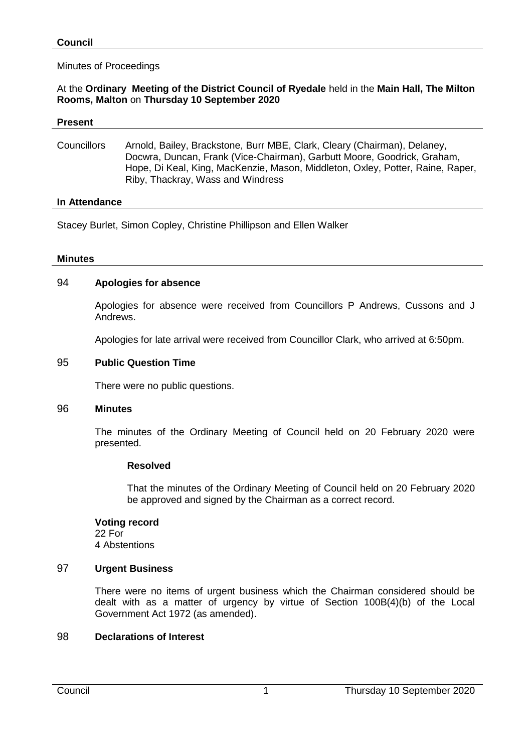## Council

Minutes of Proceedings

At the **Ordinary Meeting of the District Council of Ryedale** held in the **Main Hall, The Milton Rooms, Malton** on **Thursday 10 September 2020**

### Present

Councillors Arnold, Bailey, Brackstone, Burr MBE, Clark, Cleary (Chairman), Delaney, Docwra, Duncan, Frank (Vice-Chairman), Garbutt Moore, Goodrick, Graham, Hope, Di Keal, King, MacKenzie, Mason, Middleton, Oxley, Potter, Raine, Raper, Riby, Thackray, Wass and Windress

### In Attendance

Stacey Burlet, Simon Copley, Christine Phillipson and Ellen Walker

### Minutes

94 **Apologies for absence**

Apologies for absence were received from Councillors P Andrews, Cussons and J Andrews.

Apologies for late arrival were received from Councillor Clark, who arrived at 6:50pm.

95 **Public Question Time**

There were no public questions.

96 **Minutes**

The minutes of the Ordinary Meeting of Council held on 20 February 2020 were presented.

**Resolved**

That the minutes of the Ordinary Meeting of Council held on 20 February 2020 be approved and signed by the Chairman as a correct record.

**Voting record**
22 For
4 Abstentions

97 **Urgent Business**

There were no items of urgent business which the Chairman considered should be dealt with as a matter of urgency by virtue of Section 100B(4)(b) of the Local Government Act 1972 (as amended).

98 **Declarations of Interest**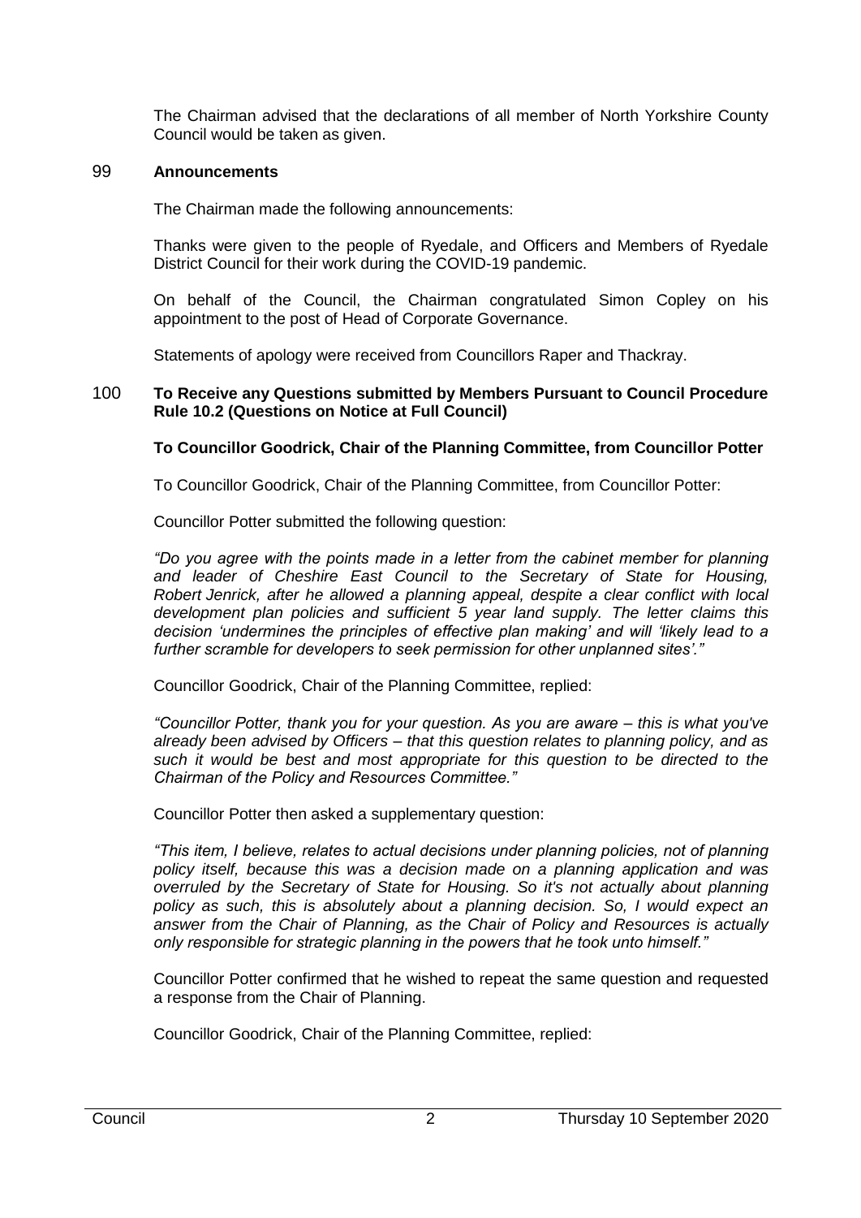The Chairman advised that the declarations of all member of North Yorkshire County Council would be taken as given.

## 99 **Announcements**

The Chairman made the following announcements:

Thanks were given to the people of Ryedale, and Officers and Members of Ryedale District Council for their work during the COVID-19 pandemic.

On behalf of the Council, the Chairman congratulated Simon Copley on his appointment to the post of Head of Corporate Governance.

Statements of apology were received from Councillors Raper and Thackray.

## 100 **To Receive any Questions submitted by Members Pursuant to Council Procedure Rule 10.2 (Questions on Notice at Full Council)**

**To Councillor Goodrick, Chair of the Planning Committee, from Councillor Potter**

To Councillor Goodrick, Chair of the Planning Committee, from Councillor Potter:

Councillor Potter submitted the following question:

*"Do you agree with the points made in a letter from the cabinet member for planning and leader of Cheshire East Council to the Secretary of State for Housing, Robert Jenrick, after he allowed a planning appeal, despite a clear conflict with local development plan policies and sufficient 5 year land supply. The letter claims this decision 'undermines the principles of effective plan making' and will 'likely lead to a further scramble for developers to seek permission for other unplanned sites'."*

Councillor Goodrick, Chair of the Planning Committee, replied:

*"Councillor Potter, thank you for your question. As you are aware – this is what you've already been advised by Officers – that this question relates to planning policy, and as such it would be best and most appropriate for this question to be directed to the Chairman of the Policy and Resources Committee."*

Councillor Potter then asked a supplementary question:

*"This item, I believe, relates to actual decisions under planning policies, not of planning policy itself, because this was a decision made on a planning application and was overruled by the Secretary of State for Housing. So it's not actually about planning policy as such, this is absolutely about a planning decision. So, I would expect an answer from the Chair of Planning, as the Chair of Policy and Resources is actually only responsible for strategic planning in the powers that he took unto himself."*

Councillor Potter confirmed that he wished to repeat the same question and requested a response from the Chair of Planning.

Councillor Goodrick, Chair of the Planning Committee, replied: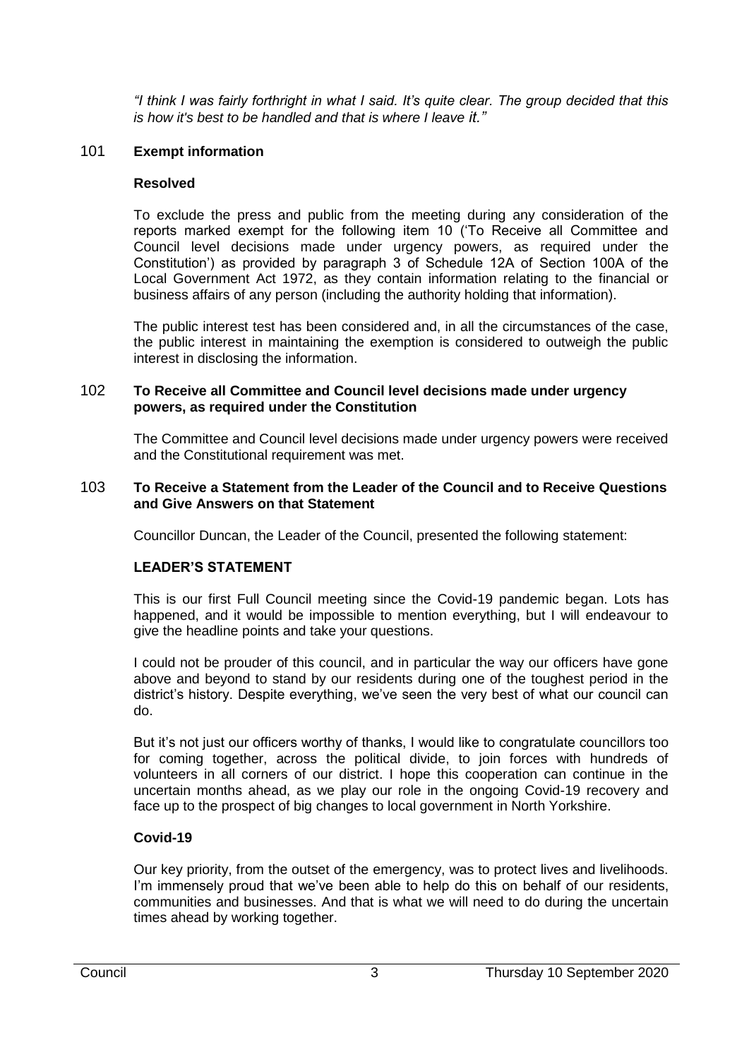*"I think I was fairly forthright in what I said. It's quite clear. The group decided that this is how it's best to be handled and that is where I leave it."*

### 101 **Exempt information**

**Resolved**

To exclude the press and public from the meeting during any consideration of the reports marked exempt for the following item 10 ('To Receive all Committee and Council level decisions made under urgency powers, as required under the Constitution') as provided by paragraph 3 of Schedule 12A of Section 100A of the Local Government Act 1972, as they contain information relating to the financial or business affairs of any person (including the authority holding that information).

The public interest test has been considered and, in all the circumstances of the case, the public interest in maintaining the exemption is considered to outweigh the public interest in disclosing the information.

### 102 **To Receive all Committee and Council level decisions made under urgency powers, as required under the Constitution**

The Committee and Council level decisions made under urgency powers were received and the Constitutional requirement was met.

### 103 **To Receive a Statement from the Leader of the Council and to Receive Questions and Give Answers on that Statement**

Councillor Duncan, the Leader of the Council, presented the following statement:

**LEADER'S STATEMENT**

This is our first Full Council meeting since the Covid-19 pandemic began. Lots has happened, and it would be impossible to mention everything, but I will endeavour to give the headline points and take your questions.

I could not be prouder of this council, and in particular the way our officers have gone above and beyond to stand by our residents during one of the toughest period in the district's history. Despite everything, we've seen the very best of what our council can do.

But it's not just our officers worthy of thanks, I would like to congratulate councillors too for coming together, across the political divide, to join forces with hundreds of volunteers in all corners of our district. I hope this cooperation can continue in the uncertain months ahead, as we play our role in the ongoing Covid-19 recovery and face up to the prospect of big changes to local government in North Yorkshire.

**Covid-19**

Our key priority, from the outset of the emergency, was to protect lives and livelihoods. I'm immensely proud that we've been able to help do this on behalf of our residents, communities and businesses. And that is what we will need to do during the uncertain times ahead by working together.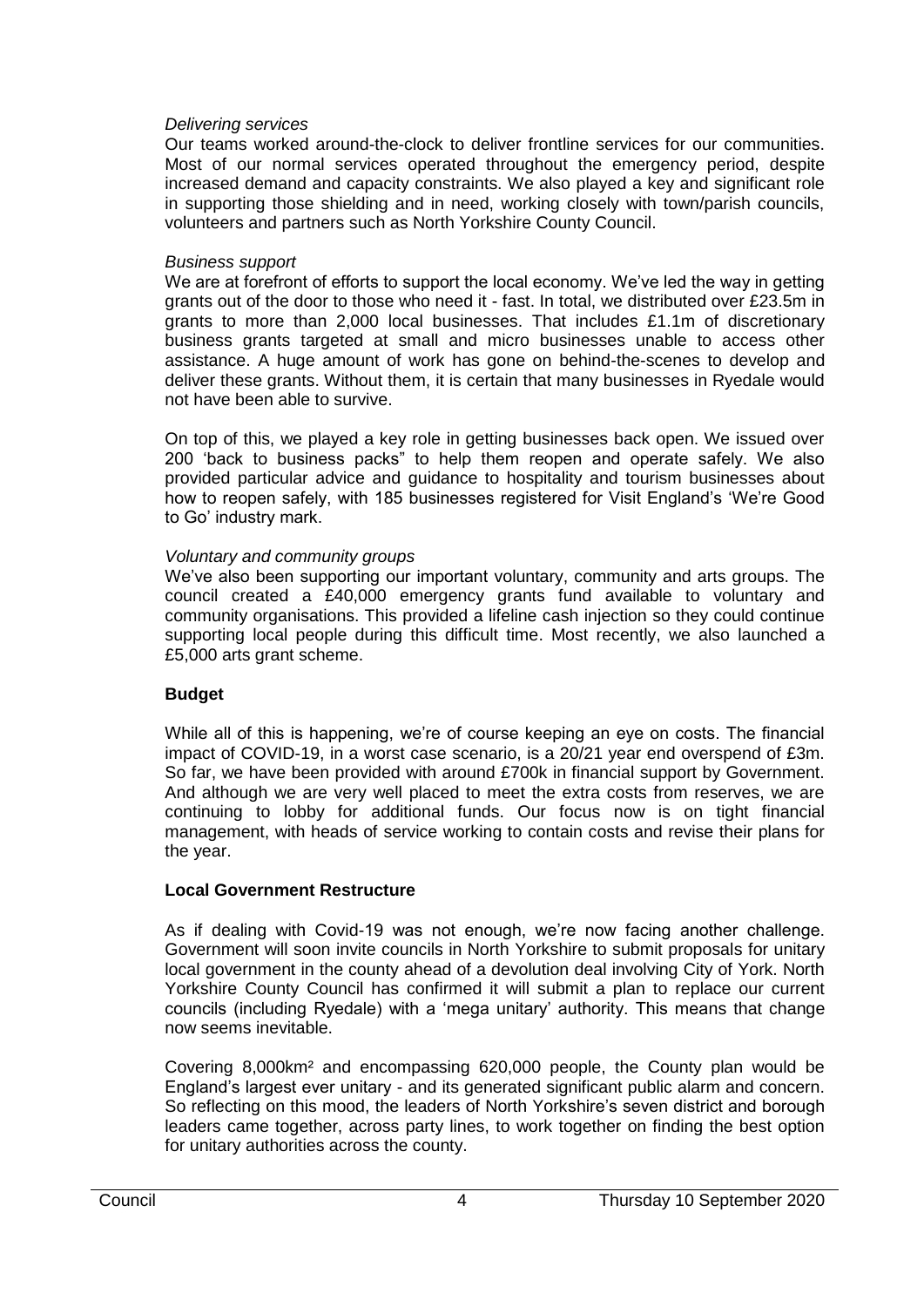*Delivering services*

Our teams worked around-the-clock to deliver frontline services for our communities. Most of our normal services operated throughout the emergency period, despite increased demand and capacity constraints. We also played a key and significant role in supporting those shielding and in need, working closely with town/parish councils, volunteers and partners such as North Yorkshire County Council.

*Business support*

We are at forefront of efforts to support the local economy. We've led the way in getting grants out of the door to those who need it - fast. In total, we distributed over £23.5m in grants to more than 2,000 local businesses. That includes £1.1m of discretionary business grants targeted at small and micro businesses unable to access other assistance. A huge amount of work has gone on behind-the-scenes to develop and deliver these grants. Without them, it is certain that many businesses in Ryedale would not have been able to survive.

On top of this, we played a key role in getting businesses back open. We issued over 200 'back to business packs" to help them reopen and operate safely. We also provided particular advice and guidance to hospitality and tourism businesses about how to reopen safely, with 185 businesses registered for Visit England's 'We're Good to Go' industry mark.

*Voluntary and community groups*

We've also been supporting our important voluntary, community and arts groups. The council created a £40,000 emergency grants fund available to voluntary and community organisations. This provided a lifeline cash injection so they could continue supporting local people during this difficult time. Most recently, we also launched a £5,000 arts grant scheme.

**Budget**

While all of this is happening, we're of course keeping an eye on costs. The financial impact of COVID-19, in a worst case scenario, is a 20/21 year end overspend of £3m. So far, we have been provided with around £700k in financial support by Government. And although we are very well placed to meet the extra costs from reserves, we are continuing to lobby for additional funds. Our focus now is on tight financial management, with heads of service working to contain costs and revise their plans for the year.

**Local Government Restructure**

As if dealing with Covid-19 was not enough, we're now facing another challenge. Government will soon invite councils in North Yorkshire to submit proposals for unitary local government in the county ahead of a devolution deal involving City of York. North Yorkshire County Council has confirmed it will submit a plan to replace our current councils (including Ryedale) with a 'mega unitary' authority. This means that change now seems inevitable.

Covering 8,000km² and encompassing 620,000 people, the County plan would be England's largest ever unitary - and its generated significant public alarm and concern. So reflecting on this mood, the leaders of North Yorkshire's seven district and borough leaders came together, across party lines, to work together on finding the best option for unitary authorities across the county.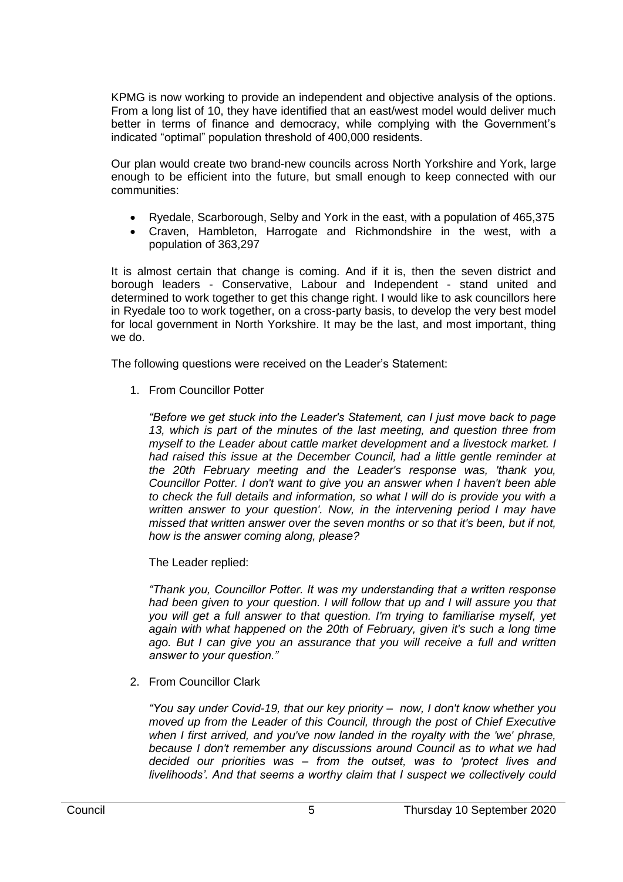KPMG is now working to provide an independent and objective analysis of the options. From a long list of 10, they have identified that an east/west model would deliver much better in terms of finance and democracy, while complying with the Government's indicated "optimal" population threshold of 400,000 residents.

Our plan would create two brand-new councils across North Yorkshire and York, large enough to be efficient into the future, but small enough to keep connected with our communities:

- Ryedale, Scarborough, Selby and York in the east, with a population of 465,375
- Craven, Hambleton, Harrogate and Richmondshire in the west, with a population of 363,297

It is almost certain that change is coming. And if it is, then the seven district and borough leaders - Conservative, Labour and Independent - stand united and determined to work together to get this change right. I would like to ask councillors here in Ryedale too to work together, on a cross-party basis, to develop the very best model for local government in North Yorkshire. It may be the last, and most important, thing we do.

The following questions were received on the Leader's Statement:

1. From Councillor Potter

   *"Before we get stuck into the Leader's Statement, can I just move back to page 13, which is part of the minutes of the last meeting, and question three from myself to the Leader about cattle market development and a livestock market. I had raised this issue at the December Council, had a little gentle reminder at the 20th February meeting and the Leader's response was, 'thank you, Councillor Potter. I don't want to give you an answer when I haven't been able to check the full details and information, so what I will do is provide you with a written answer to your question'. Now, in the intervening period I may have missed that written answer over the seven months or so that it's been, but if not, how is the answer coming along, please?*

   The Leader replied:

   *"Thank you, Councillor Potter. It was my understanding that a written response had been given to your question. I will follow that up and I will assure you that you will get a full answer to that question. I'm trying to familiarise myself, yet again with what happened on the 20th of February, given it's such a long time ago. But I can give you an assurance that you will receive a full and written answer to your question."*

2. From Councillor Clark

   *"You say under Covid-19, that our key priority – now, I don't know whether you moved up from the Leader of this Council, through the post of Chief Executive when I first arrived, and you've now landed in the royalty with the 'we' phrase, because I don't remember any discussions around Council as to what we had decided our priorities was – from the outset, was to 'protect lives and livelihoods'. And that seems a worthy claim that I suspect we collectively could*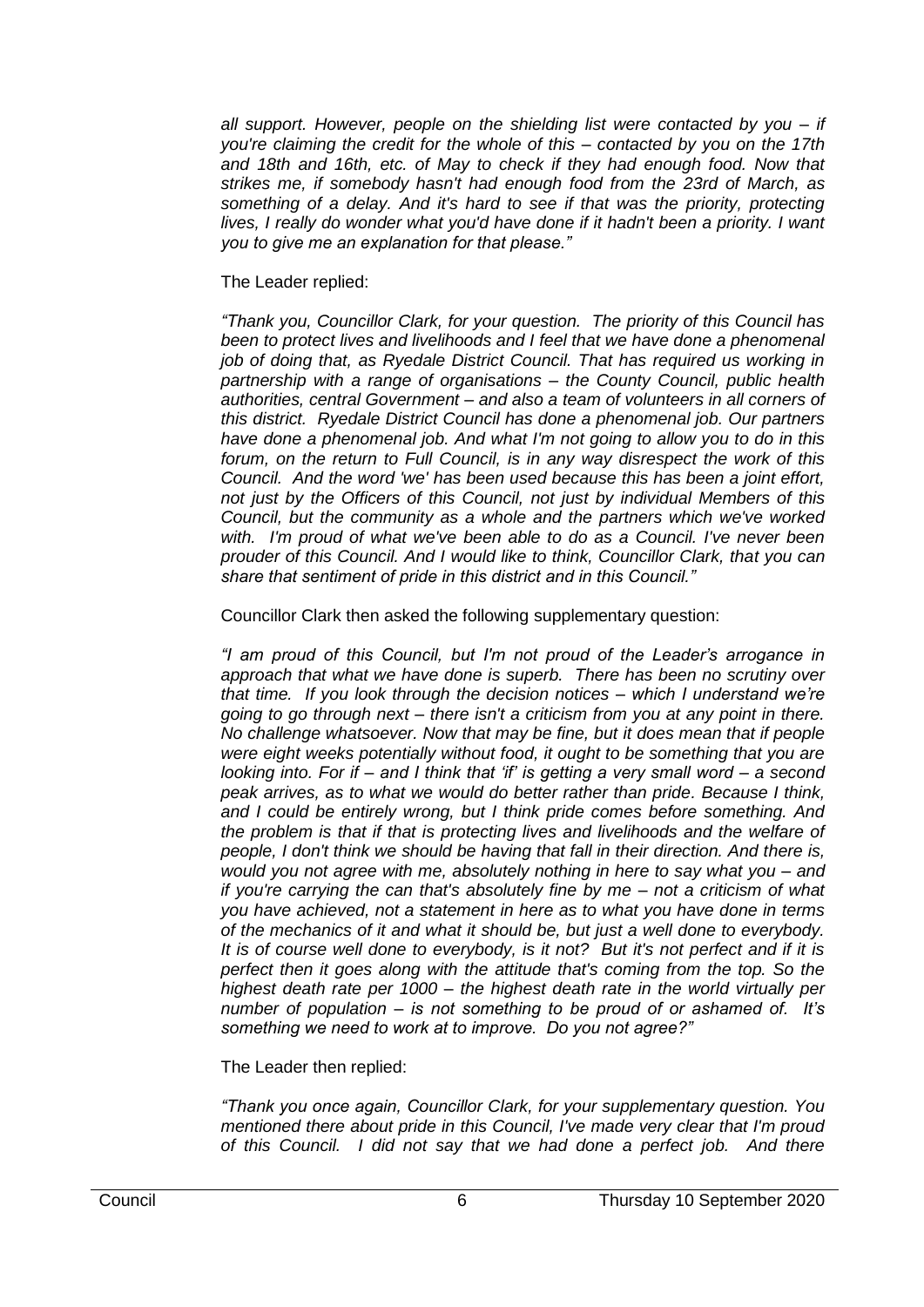*all support. However, people on the shielding list were contacted by you – if you're claiming the credit for the whole of this – contacted by you on the 17th and 18th and 16th, etc. of May to check if they had enough food. Now that strikes me, if somebody hasn't had enough food from the 23rd of March, as something of a delay. And it's hard to see if that was the priority, protecting lives, I really do wonder what you'd have done if it hadn't been a priority. I want you to give me an explanation for that please."*

The Leader replied:

*"Thank you, Councillor Clark, for your question. The priority of this Council has been to protect lives and livelihoods and I feel that we have done a phenomenal job of doing that, as Ryedale District Council. That has required us working in partnership with a range of organisations – the County Council, public health authorities, central Government – and also a team of volunteers in all corners of this district. Ryedale District Council has done a phenomenal job. Our partners have done a phenomenal job. And what I'm not going to allow you to do in this forum, on the return to Full Council, is in any way disrespect the work of this Council. And the word 'we' has been used because this has been a joint effort, not just by the Officers of this Council, not just by individual Members of this Council, but the community as a whole and the partners which we've worked with. I'm proud of what we've been able to do as a Council. I've never been prouder of this Council. And I would like to think, Councillor Clark, that you can share that sentiment of pride in this district and in this Council."*

Councillor Clark then asked the following supplementary question:

*"I am proud of this Council, but I'm not proud of the Leader's arrogance in approach that what we have done is superb. There has been no scrutiny over that time. If you look through the decision notices – which I understand we're going to go through next – there isn't a criticism from you at any point in there. No challenge whatsoever. Now that may be fine, but it does mean that if people were eight weeks potentially without food, it ought to be something that you are looking into. For if – and I think that 'if' is getting a very small word – a second peak arrives, as to what we would do better rather than pride. Because I think, and I could be entirely wrong, but I think pride comes before something. And the problem is that if that is protecting lives and livelihoods and the welfare of people, I don't think we should be having that fall in their direction. And there is, would you not agree with me, absolutely nothing in here to say what you – and if you're carrying the can that's absolutely fine by me – not a criticism of what you have achieved, not a statement in here as to what you have done in terms of the mechanics of it and what it should be, but just a well done to everybody. It is of course well done to everybody, is it not? But it's not perfect and if it is perfect then it goes along with the attitude that's coming from the top. So the highest death rate per 1000 – the highest death rate in the world virtually per number of population – is not something to be proud of or ashamed of. It's something we need to work at to improve. Do you not agree?"*

The Leader then replied:

*"Thank you once again, Councillor Clark, for your supplementary question. You mentioned there about pride in this Council, I've made very clear that I'm proud of this Council. I did not say that we had done a perfect job. And there*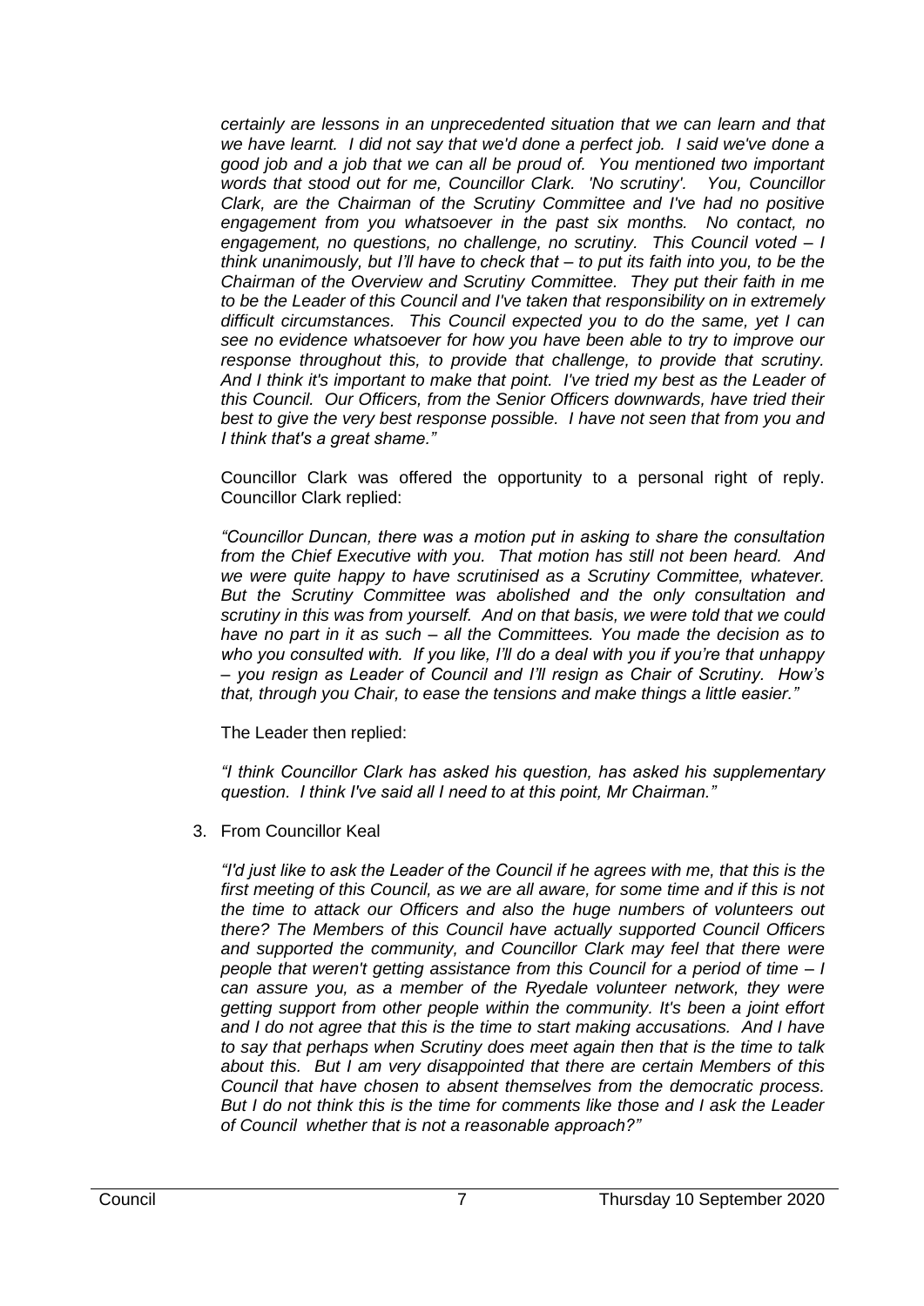*certainly are lessons in an unprecedented situation that we can learn and that we have learnt. I did not say that we'd done a perfect job. I said we've done a good job and a job that we can all be proud of. You mentioned two important words that stood out for me, Councillor Clark. 'No scrutiny'. You, Councillor Clark, are the Chairman of the Scrutiny Committee and I've had no positive engagement from you whatsoever in the past six months. No contact, no engagement, no questions, no challenge, no scrutiny. This Council voted – I think unanimously, but I'll have to check that – to put its faith into you, to be the Chairman of the Overview and Scrutiny Committee. They put their faith in me to be the Leader of this Council and I've taken that responsibility on in extremely difficult circumstances. This Council expected you to do the same, yet I can see no evidence whatsoever for how you have been able to try to improve our response throughout this, to provide that challenge, to provide that scrutiny. And I think it's important to make that point. I've tried my best as the Leader of this Council. Our Officers, from the Senior Officers downwards, have tried their best to give the very best response possible. I have not seen that from you and I think that's a great shame."*

Councillor Clark was offered the opportunity to a personal right of reply. Councillor Clark replied:

*"Councillor Duncan, there was a motion put in asking to share the consultation from the Chief Executive with you. That motion has still not been heard. And we were quite happy to have scrutinised as a Scrutiny Committee, whatever. But the Scrutiny Committee was abolished and the only consultation and scrutiny in this was from yourself. And on that basis, we were told that we could have no part in it as such – all the Committees. You made the decision as to who you consulted with. If you like, I'll do a deal with you if you're that unhappy – you resign as Leader of Council and I'll resign as Chair of Scrutiny. How's that, through you Chair, to ease the tensions and make things a little easier."*

The Leader then replied:

*"I think Councillor Clark has asked his question, has asked his supplementary question. I think I've said all I need to at this point, Mr Chairman."*

3. From Councillor Keal

   *"I'd just like to ask the Leader of the Council if he agrees with me, that this is the first meeting of this Council, as we are all aware, for some time and if this is not the time to attack our Officers and also the huge numbers of volunteers out there? The Members of this Council have actually supported Council Officers and supported the community, and Councillor Clark may feel that there were people that weren't getting assistance from this Council for a period of time – I can assure you, as a member of the Ryedale volunteer network, they were getting support from other people within the community. It's been a joint effort and I do not agree that this is the time to start making accusations. And I have to say that perhaps when Scrutiny does meet again then that is the time to talk about this. But I am very disappointed that there are certain Members of this Council that have chosen to absent themselves from the democratic process. But I do not think this is the time for comments like those and I ask the Leader of Council whether that is not a reasonable approach?"*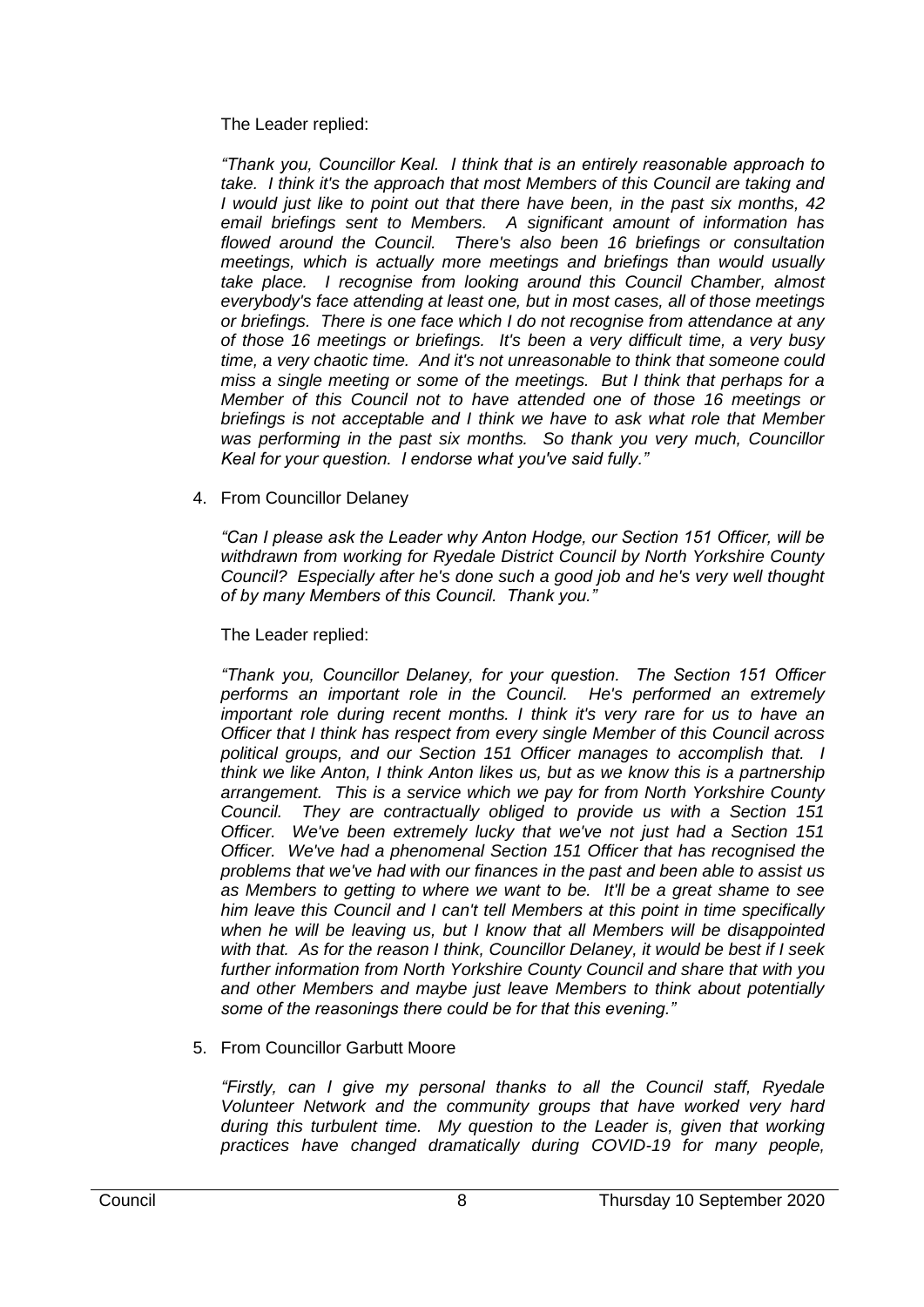The Leader replied:

*"Thank you, Councillor Keal. I think that is an entirely reasonable approach to take. I think it's the approach that most Members of this Council are taking and I would just like to point out that there have been, in the past six months, 42 email briefings sent to Members. A significant amount of information has flowed around the Council. There's also been 16 briefings or consultation meetings, which is actually more meetings and briefings than would usually take place. I recognise from looking around this Council Chamber, almost everybody's face attending at least one, but in most cases, all of those meetings or briefings. There is one face which I do not recognise from attendance at any of those 16 meetings or briefings. It's been a very difficult time, a very busy time, a very chaotic time. And it's not unreasonable to think that someone could miss a single meeting or some of the meetings. But I think that perhaps for a Member of this Council not to have attended one of those 16 meetings or briefings is not acceptable and I think we have to ask what role that Member was performing in the past six months. So thank you very much, Councillor Keal for your question. I endorse what you've said fully."*

4. From Councillor Delaney

   *"Can I please ask the Leader why Anton Hodge, our Section 151 Officer, will be withdrawn from working for Ryedale District Council by North Yorkshire County Council? Especially after he's done such a good job and he's very well thought of by many Members of this Council. Thank you."*

   The Leader replied:

   *"Thank you, Councillor Delaney, for your question. The Section 151 Officer performs an important role in the Council. He's performed an extremely important role during recent months. I think it's very rare for us to have an Officer that I think has respect from every single Member of this Council across political groups, and our Section 151 Officer manages to accomplish that. I think we like Anton, I think Anton likes us, but as we know this is a partnership arrangement. This is a service which we pay for from North Yorkshire County Council. They are contractually obliged to provide us with a Section 151 Officer. We've been extremely lucky that we've not just had a Section 151 Officer. We've had a phenomenal Section 151 Officer that has recognised the problems that we've had with our finances in the past and been able to assist us as Members to getting to where we want to be. It'll be a great shame to see him leave this Council and I can't tell Members at this point in time specifically when he will be leaving us, but I know that all Members will be disappointed with that. As for the reason I think, Councillor Delaney, it would be best if I seek further information from North Yorkshire County Council and share that with you and other Members and maybe just leave Members to think about potentially some of the reasonings there could be for that this evening."*

5. From Councillor Garbutt Moore

   *"Firstly, can I give my personal thanks to all the Council staff, Ryedale Volunteer Network and the community groups that have worked very hard during this turbulent time. My question to the Leader is, given that working practices have changed dramatically during COVID-19 for many people,*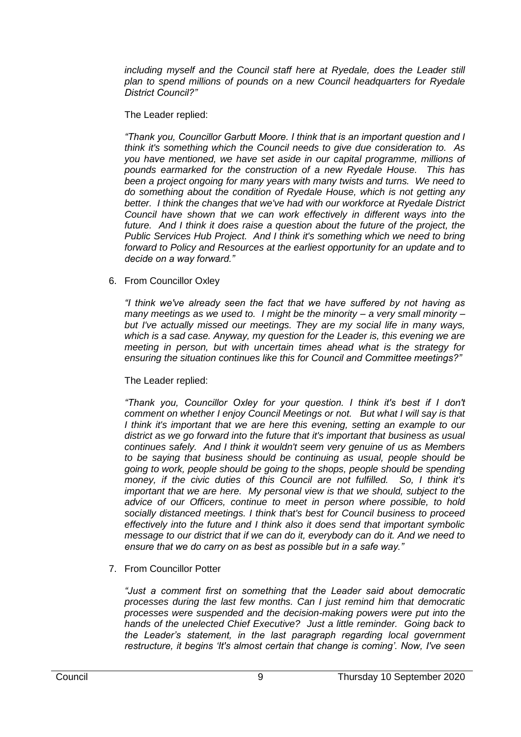*including myself and the Council staff here at Ryedale, does the Leader still plan to spend millions of pounds on a new Council headquarters for Ryedale District Council?"*

The Leader replied:

*"Thank you, Councillor Garbutt Moore. I think that is an important question and I think it's something which the Council needs to give due consideration to. As you have mentioned, we have set aside in our capital programme, millions of pounds earmarked for the construction of a new Ryedale House. This has been a project ongoing for many years with many twists and turns. We need to do something about the condition of Ryedale House, which is not getting any better. I think the changes that we've had with our workforce at Ryedale District Council have shown that we can work effectively in different ways into the future. And I think it does raise a question about the future of the project, the Public Services Hub Project. And I think it's something which we need to bring forward to Policy and Resources at the earliest opportunity for an update and to decide on a way forward."*

6. From Councillor Oxley

*"I think we've already seen the fact that we have suffered by not having as many meetings as we used to. I might be the minority – a very small minority – but I've actually missed our meetings. They are my social life in many ways, which is a sad case. Anyway, my question for the Leader is, this evening we are meeting in person, but with uncertain times ahead what is the strategy for ensuring the situation continues like this for Council and Committee meetings?"*

The Leader replied:

*"Thank you, Councillor Oxley for your question. I think it's best if I don't comment on whether I enjoy Council Meetings or not. But what I will say is that I think it's important that we are here this evening, setting an example to our district as we go forward into the future that it's important that business as usual continues safely. And I think it wouldn't seem very genuine of us as Members to be saying that business should be continuing as usual, people should be going to work, people should be going to the shops, people should be spending money, if the civic duties of this Council are not fulfilled. So, I think it's important that we are here. My personal view is that we should, subject to the advice of our Officers, continue to meet in person where possible, to hold socially distanced meetings. I think that's best for Council business to proceed effectively into the future and I think also it does send that important symbolic message to our district that if we can do it, everybody can do it. And we need to ensure that we do carry on as best as possible but in a safe way."*

7. From Councillor Potter

*"Just a comment first on something that the Leader said about democratic processes during the last few months. Can I just remind him that democratic processes were suspended and the decision-making powers were put into the hands of the unelected Chief Executive? Just a little reminder. Going back to the Leader's statement, in the last paragraph regarding local government restructure, it begins 'It's almost certain that change is coming'. Now, I've seen*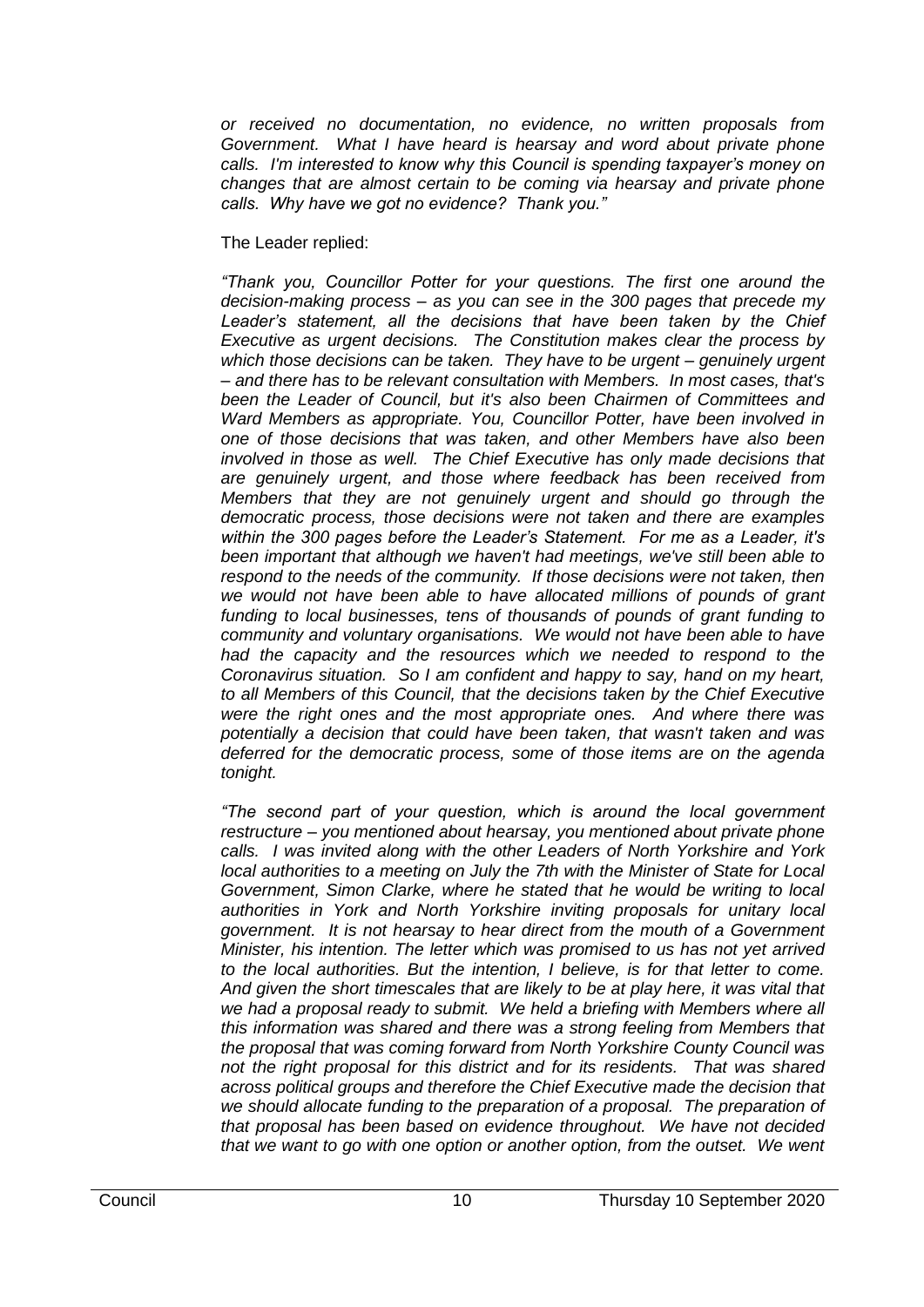*or received no documentation, no evidence, no written proposals from Government. What I have heard is hearsay and word about private phone calls. I'm interested to know why this Council is spending taxpayer's money on changes that are almost certain to be coming via hearsay and private phone calls. Why have we got no evidence? Thank you."*

The Leader replied:

*"Thank you, Councillor Potter for your questions. The first one around the decision-making process – as you can see in the 300 pages that precede my Leader's statement, all the decisions that have been taken by the Chief Executive as urgent decisions. The Constitution makes clear the process by which those decisions can be taken. They have to be urgent – genuinely urgent – and there has to be relevant consultation with Members. In most cases, that's been the Leader of Council, but it's also been Chairmen of Committees and Ward Members as appropriate. You, Councillor Potter, have been involved in one of those decisions that was taken, and other Members have also been involved in those as well. The Chief Executive has only made decisions that are genuinely urgent, and those where feedback has been received from Members that they are not genuinely urgent and should go through the democratic process, those decisions were not taken and there are examples within the 300 pages before the Leader's Statement. For me as a Leader, it's been important that although we haven't had meetings, we've still been able to respond to the needs of the community. If those decisions were not taken, then we would not have been able to have allocated millions of pounds of grant funding to local businesses, tens of thousands of pounds of grant funding to community and voluntary organisations. We would not have been able to have had the capacity and the resources which we needed to respond to the Coronavirus situation. So I am confident and happy to say, hand on my heart, to all Members of this Council, that the decisions taken by the Chief Executive were the right ones and the most appropriate ones. And where there was potentially a decision that could have been taken, that wasn't taken and was deferred for the democratic process, some of those items are on the agenda tonight.*

*"The second part of your question, which is around the local government restructure – you mentioned about hearsay, you mentioned about private phone calls. I was invited along with the other Leaders of North Yorkshire and York local authorities to a meeting on July the 7th with the Minister of State for Local Government, Simon Clarke, where he stated that he would be writing to local authorities in York and North Yorkshire inviting proposals for unitary local government. It is not hearsay to hear direct from the mouth of a Government Minister, his intention. The letter which was promised to us has not yet arrived to the local authorities. But the intention, I believe, is for that letter to come. And given the short timescales that are likely to be at play here, it was vital that we had a proposal ready to submit. We held a briefing with Members where all this information was shared and there was a strong feeling from Members that the proposal that was coming forward from North Yorkshire County Council was not the right proposal for this district and for its residents. That was shared across political groups and therefore the Chief Executive made the decision that we should allocate funding to the preparation of a proposal. The preparation of that proposal has been based on evidence throughout. We have not decided that we want to go with one option or another option, from the outset. We went*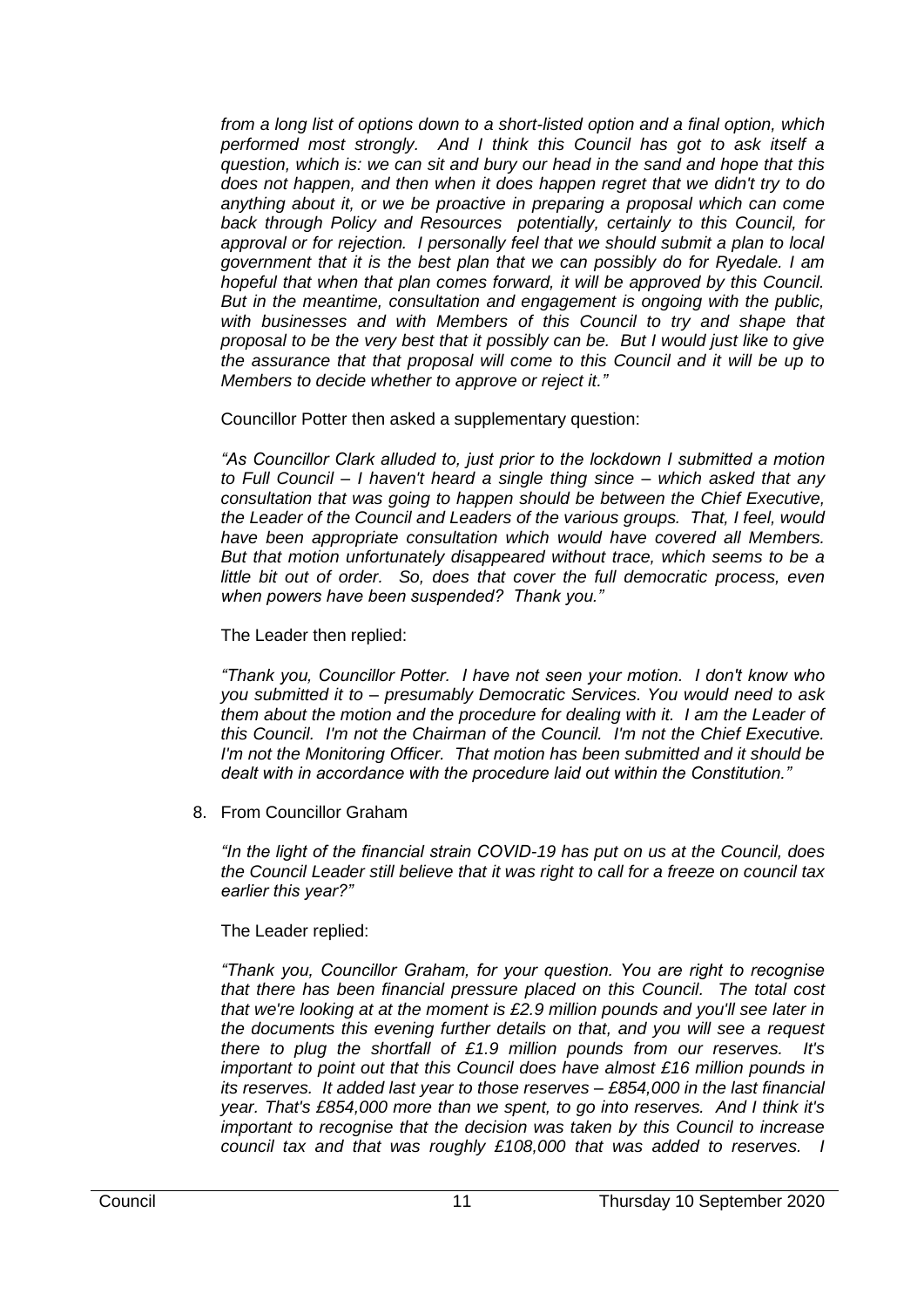*from a long list of options down to a short-listed option and a final option, which performed most strongly. And I think this Council has got to ask itself a question, which is: we can sit and bury our head in the sand and hope that this does not happen, and then when it does happen regret that we didn't try to do anything about it, or we be proactive in preparing a proposal which can come back through Policy and Resources potentially, certainly to this Council, for approval or for rejection. I personally feel that we should submit a plan to local government that it is the best plan that we can possibly do for Ryedale. I am hopeful that when that plan comes forward, it will be approved by this Council. But in the meantime, consultation and engagement is ongoing with the public, with businesses and with Members of this Council to try and shape that proposal to be the very best that it possibly can be. But I would just like to give the assurance that that proposal will come to this Council and it will be up to Members to decide whether to approve or reject it."*

Councillor Potter then asked a supplementary question:

*"As Councillor Clark alluded to, just prior to the lockdown I submitted a motion to Full Council – I haven't heard a single thing since – which asked that any consultation that was going to happen should be between the Chief Executive, the Leader of the Council and Leaders of the various groups. That, I feel, would have been appropriate consultation which would have covered all Members. But that motion unfortunately disappeared without trace, which seems to be a little bit out of order. So, does that cover the full democratic process, even when powers have been suspended? Thank you."*

The Leader then replied:

*"Thank you, Councillor Potter. I have not seen your motion. I don't know who you submitted it to – presumably Democratic Services. You would need to ask them about the motion and the procedure for dealing with it. I am the Leader of this Council. I'm not the Chairman of the Council. I'm not the Chief Executive. I'm not the Monitoring Officer. That motion has been submitted and it should be dealt with in accordance with the procedure laid out within the Constitution."*

8. From Councillor Graham

*"In the light of the financial strain COVID-19 has put on us at the Council, does the Council Leader still believe that it was right to call for a freeze on council tax earlier this year?"*

The Leader replied:

*"Thank you, Councillor Graham, for your question. You are right to recognise that there has been financial pressure placed on this Council. The total cost that we're looking at at the moment is £2.9 million pounds and you'll see later in the documents this evening further details on that, and you will see a request there to plug the shortfall of £1.9 million pounds from our reserves. It's important to point out that this Council does have almost £16 million pounds in its reserves. It added last year to those reserves – £854,000 in the last financial year. That's £854,000 more than we spent, to go into reserves. And I think it's important to recognise that the decision was taken by this Council to increase council tax and that was roughly £108,000 that was added to reserves. I*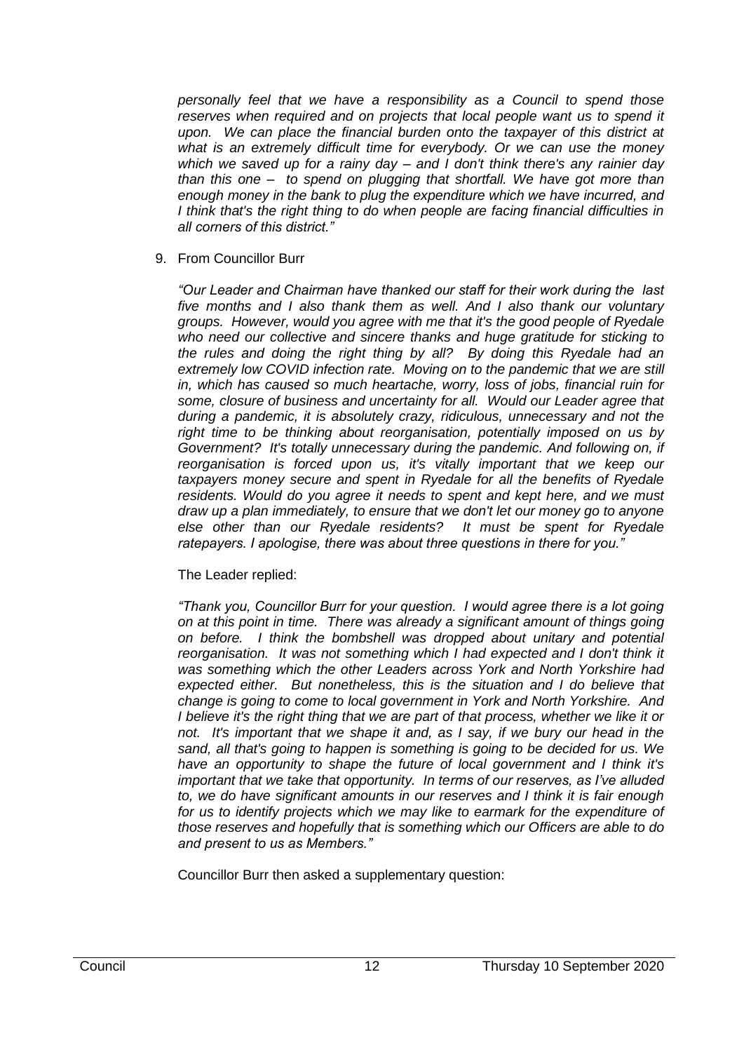*personally feel that we have a responsibility as a Council to spend those reserves when required and on projects that local people want us to spend it upon. We can place the financial burden onto the taxpayer of this district at what is an extremely difficult time for everybody. Or we can use the money which we saved up for a rainy day – and I don't think there's any rainier day than this one – to spend on plugging that shortfall. We have got more than enough money in the bank to plug the expenditure which we have incurred, and I think that's the right thing to do when people are facing financial difficulties in all corners of this district."*

9. From Councillor Burr

   *"Our Leader and Chairman have thanked our staff for their work during the last five months and I also thank them as well. And I also thank our voluntary groups. However, would you agree with me that it's the good people of Ryedale who need our collective and sincere thanks and huge gratitude for sticking to the rules and doing the right thing by all? By doing this Ryedale had an extremely low COVID infection rate. Moving on to the pandemic that we are still in, which has caused so much heartache, worry, loss of jobs, financial ruin for some, closure of business and uncertainty for all. Would our Leader agree that during a pandemic, it is absolutely crazy, ridiculous, unnecessary and not the right time to be thinking about reorganisation, potentially imposed on us by Government? It's totally unnecessary during the pandemic. And following on, if reorganisation is forced upon us, it's vitally important that we keep our taxpayers money secure and spent in Ryedale for all the benefits of Ryedale residents. Would do you agree it needs to spent and kept here, and we must draw up a plan immediately, to ensure that we don't let our money go to anyone else other than our Ryedale residents? It must be spent for Ryedale ratepayers. I apologise, there was about three questions in there for you."*

   The Leader replied:

   *"Thank you, Councillor Burr for your question. I would agree there is a lot going on at this point in time. There was already a significant amount of things going on before. I think the bombshell was dropped about unitary and potential reorganisation. It was not something which I had expected and I don't think it was something which the other Leaders across York and North Yorkshire had expected either. But nonetheless, this is the situation and I do believe that change is going to come to local government in York and North Yorkshire. And I believe it's the right thing that we are part of that process, whether we like it or not. It's important that we shape it and, as I say, if we bury our head in the sand, all that's going to happen is something is going to be decided for us. We have an opportunity to shape the future of local government and I think it's important that we take that opportunity. In terms of our reserves, as I've alluded to, we do have significant amounts in our reserves and I think it is fair enough for us to identify projects which we may like to earmark for the expenditure of those reserves and hopefully that is something which our Officers are able to do and present to us as Members."*

   Councillor Burr then asked a supplementary question: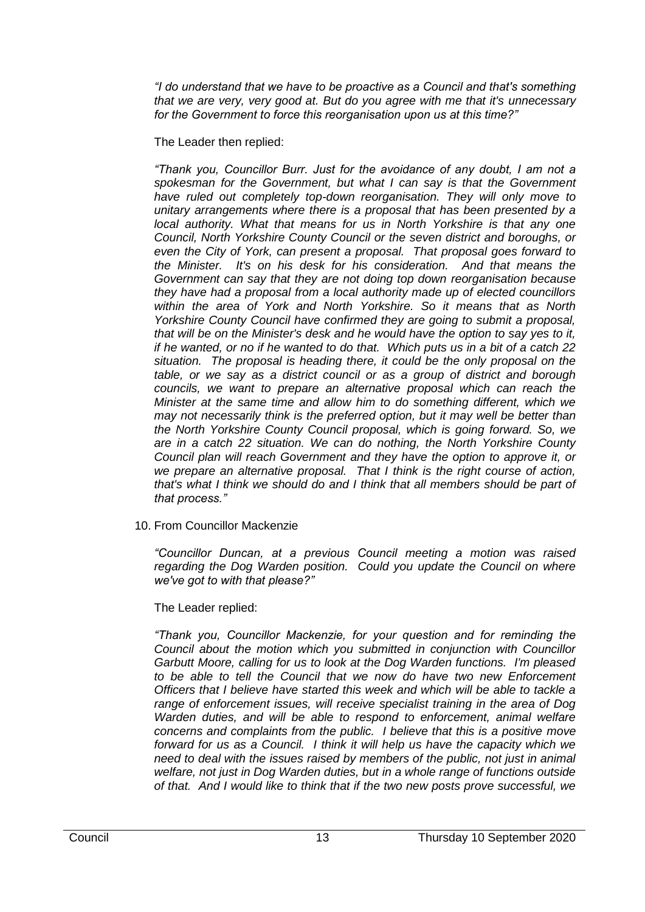*"I do understand that we have to be proactive as a Council and that's something that we are very, very good at. But do you agree with me that it's unnecessary for the Government to force this reorganisation upon us at this time?"*

The Leader then replied:

*"Thank you, Councillor Burr. Just for the avoidance of any doubt, I am not a spokesman for the Government, but what I can say is that the Government have ruled out completely top-down reorganisation. They will only move to unitary arrangements where there is a proposal that has been presented by a local authority. What that means for us in North Yorkshire is that any one Council, North Yorkshire County Council or the seven district and boroughs, or even the City of York, can present a proposal. That proposal goes forward to the Minister. It's on his desk for his consideration. And that means the Government can say that they are not doing top down reorganisation because they have had a proposal from a local authority made up of elected councillors within the area of York and North Yorkshire. So it means that as North Yorkshire County Council have confirmed they are going to submit a proposal, that will be on the Minister's desk and he would have the option to say yes to it, if he wanted, or no if he wanted to do that. Which puts us in a bit of a catch 22 situation. The proposal is heading there, it could be the only proposal on the table, or we say as a district council or as a group of district and borough councils, we want to prepare an alternative proposal which can reach the Minister at the same time and allow him to do something different, which we may not necessarily think is the preferred option, but it may well be better than the North Yorkshire County Council proposal, which is going forward. So, we are in a catch 22 situation. We can do nothing, the North Yorkshire County Council plan will reach Government and they have the option to approve it, or we prepare an alternative proposal. That I think is the right course of action, that's what I think we should do and I think that all members should be part of that process."*

10. From Councillor Mackenzie

*"Councillor Duncan, at a previous Council meeting a motion was raised regarding the Dog Warden position. Could you update the Council on where we've got to with that please?"*

The Leader replied:

*"Thank you, Councillor Mackenzie, for your question and for reminding the Council about the motion which you submitted in conjunction with Councillor Garbutt Moore, calling for us to look at the Dog Warden functions. I'm pleased to be able to tell the Council that we now do have two new Enforcement Officers that I believe have started this week and which will be able to tackle a range of enforcement issues, will receive specialist training in the area of Dog Warden duties, and will be able to respond to enforcement, animal welfare concerns and complaints from the public. I believe that this is a positive move forward for us as a Council. I think it will help us have the capacity which we need to deal with the issues raised by members of the public, not just in animal welfare, not just in Dog Warden duties, but in a whole range of functions outside of that. And I would like to think that if the two new posts prove successful, we*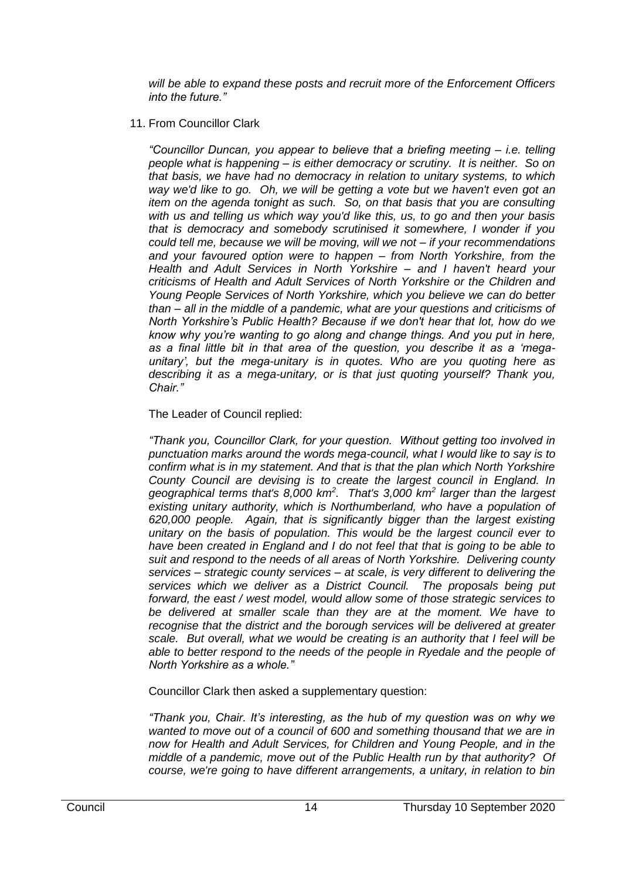*will be able to expand these posts and recruit more of the Enforcement Officers into the future."*

11. From Councillor Clark

*"Councillor Duncan, you appear to believe that a briefing meeting – i.e. telling people what is happening – is either democracy or scrutiny. It is neither. So on that basis, we have had no democracy in relation to unitary systems, to which way we'd like to go. Oh, we will be getting a vote but we haven't even got an item on the agenda tonight as such. So, on that basis that you are consulting with us and telling us which way you'd like this, us, to go and then your basis that is democracy and somebody scrutinised it somewhere, I wonder if you could tell me, because we will be moving, will we not – if your recommendations and your favoured option were to happen – from North Yorkshire, from the Health and Adult Services in North Yorkshire – and I haven't heard your criticisms of Health and Adult Services of North Yorkshire or the Children and Young People Services of North Yorkshire, which you believe we can do better than – all in the middle of a pandemic, what are your questions and criticisms of North Yorkshire's Public Health? Because if we don't hear that lot, how do we know why you're wanting to go along and change things. And you put in here, as a final little bit in that area of the question, you describe it as a 'mega-unitary', but the mega-unitary is in quotes. Who are you quoting here as describing it as a mega-unitary, or is that just quoting yourself? Thank you, Chair."*

The Leader of Council replied:

*"Thank you, Councillor Clark, for your question. Without getting too involved in punctuation marks around the words mega-council, what I would like to say is to confirm what is in my statement. And that is that the plan which North Yorkshire County Council are devising is to create the largest council in England. In geographical terms that's 8,000 km$^2$. That's 3,000 km$^2$ larger than the largest existing unitary authority, which is Northumberland, who have a population of 620,000 people. Again, that is significantly bigger than the largest existing unitary on the basis of population. This would be the largest council ever to have been created in England and I do not feel that that is going to be able to suit and respond to the needs of all areas of North Yorkshire. Delivering county services – strategic county services – at scale, is very different to delivering the services which we deliver as a District Council. The proposals being put forward, the east / west model, would allow some of those strategic services to be delivered at smaller scale than they are at the moment. We have to recognise that the district and the borough services will be delivered at greater scale. But overall, what we would be creating is an authority that I feel will be able to better respond to the needs of the people in Ryedale and the people of North Yorkshire as a whole."*

Councillor Clark then asked a supplementary question:

*"Thank you, Chair. It's interesting, as the hub of my question was on why we wanted to move out of a council of 600 and something thousand that we are in now for Health and Adult Services, for Children and Young People, and in the middle of a pandemic, move out of the Public Health run by that authority? Of course, we're going to have different arrangements, a unitary, in relation to bin*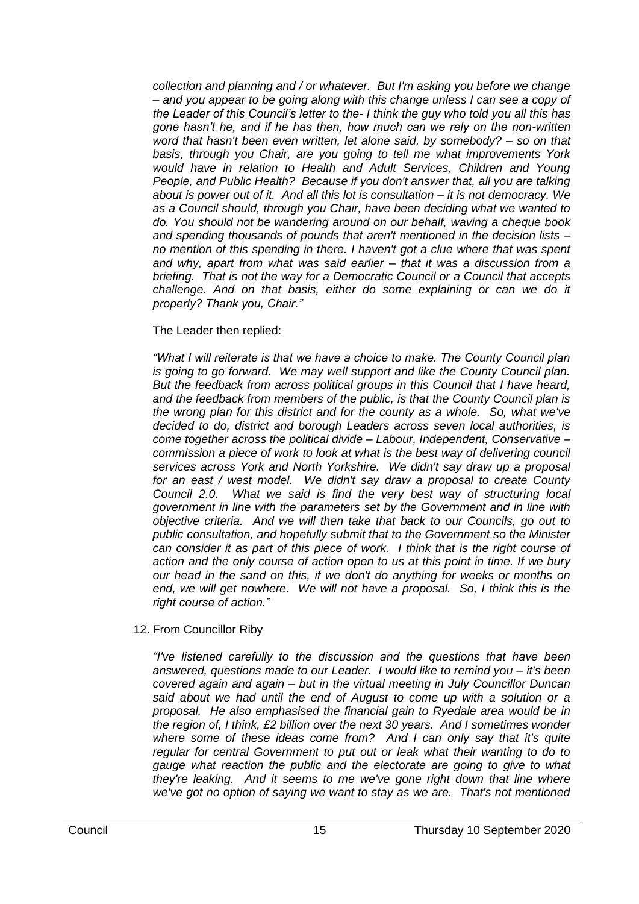*collection and planning and / or whatever. But I'm asking you before we change – and you appear to be going along with this change unless I can see a copy of the Leader of this Council's letter to the- I think the guy who told you all this has gone hasn't he, and if he has then, how much can we rely on the non-written word that hasn't been even written, let alone said, by somebody? – so on that basis, through you Chair, are you going to tell me what improvements York would have in relation to Health and Adult Services, Children and Young People, and Public Health? Because if you don't answer that, all you are talking about is power out of it. And all this lot is consultation – it is not democracy. We as a Council should, through you Chair, have been deciding what we wanted to do. You should not be wandering around on our behalf, waving a cheque book and spending thousands of pounds that aren't mentioned in the decision lists – no mention of this spending in there. I haven't got a clue where that was spent and why, apart from what was said earlier – that it was a discussion from a briefing. That is not the way for a Democratic Council or a Council that accepts challenge. And on that basis, either do some explaining or can we do it properly? Thank you, Chair."*

The Leader then replied:

*"What I will reiterate is that we have a choice to make. The County Council plan is going to go forward. We may well support and like the County Council plan. But the feedback from across political groups in this Council that I have heard, and the feedback from members of the public, is that the County Council plan is the wrong plan for this district and for the county as a whole. So, what we've decided to do, district and borough Leaders across seven local authorities, is come together across the political divide – Labour, Independent, Conservative – commission a piece of work to look at what is the best way of delivering council services across York and North Yorkshire. We didn't say draw up a proposal for an east / west model. We didn't say draw a proposal to create County Council 2.0. What we said is find the very best way of structuring local government in line with the parameters set by the Government and in line with objective criteria. And we will then take that back to our Councils, go out to public consultation, and hopefully submit that to the Government so the Minister can consider it as part of this piece of work. I think that is the right course of action and the only course of action open to us at this point in time. If we bury our head in the sand on this, if we don't do anything for weeks or months on end, we will get nowhere. We will not have a proposal. So, I think this is the right course of action."*

12. From Councillor Riby

*"I've listened carefully to the discussion and the questions that have been answered, questions made to our Leader. I would like to remind you – it's been covered again and again – but in the virtual meeting in July Councillor Duncan said about we had until the end of August to come up with a solution or a proposal. He also emphasised the financial gain to Ryedale area would be in the region of, I think, £2 billion over the next 30 years. And I sometimes wonder where some of these ideas come from? And I can only say that it's quite regular for central Government to put out or leak what their wanting to do to gauge what reaction the public and the electorate are going to give to what they're leaking. And it seems to me we've gone right down that line where we've got no option of saying we want to stay as we are. That's not mentioned*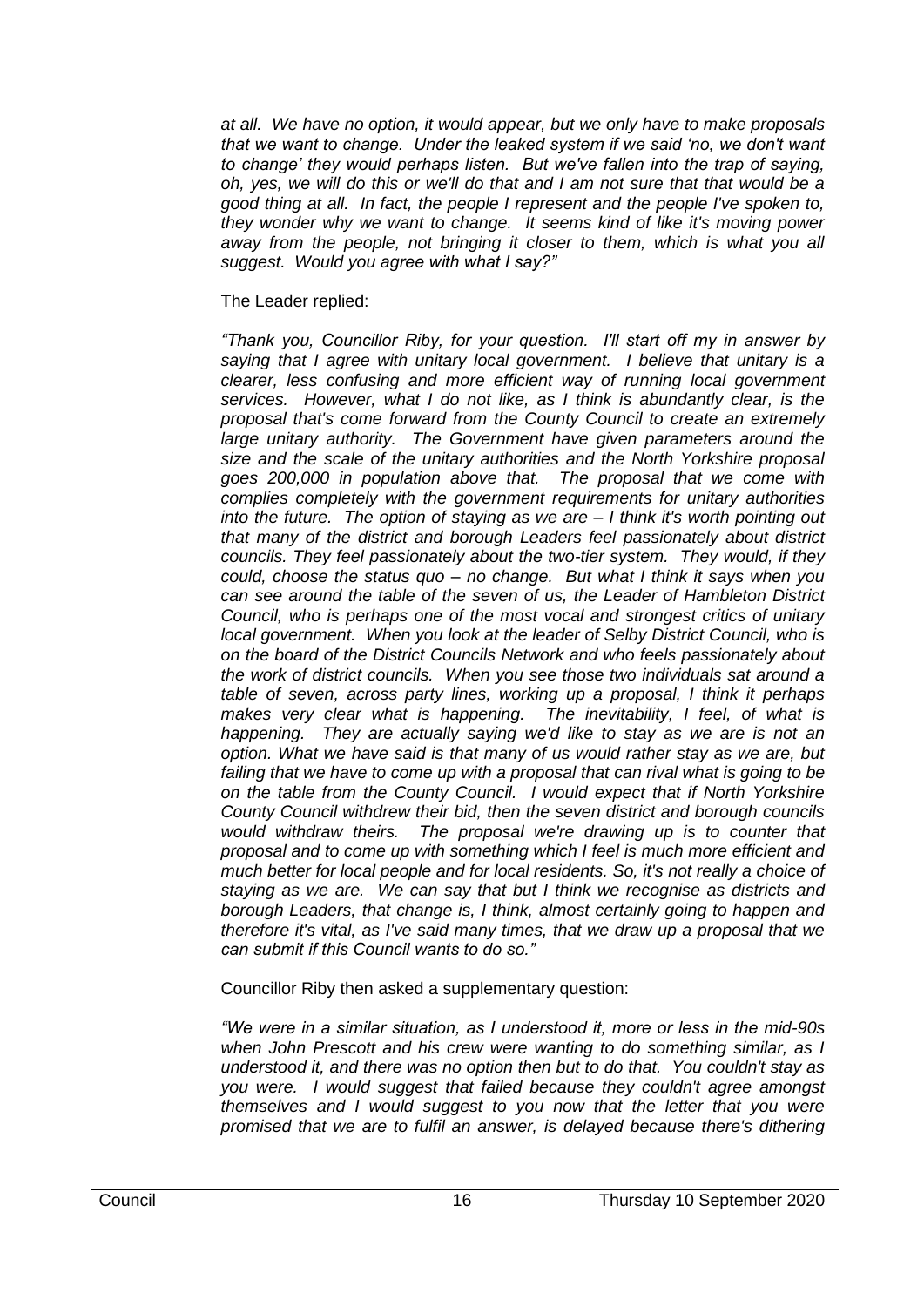*at all. We have no option, it would appear, but we only have to make proposals that we want to change. Under the leaked system if we said 'no, we don't want to change' they would perhaps listen. But we've fallen into the trap of saying, oh, yes, we will do this or we'll do that and I am not sure that that would be a good thing at all. In fact, the people I represent and the people I've spoken to, they wonder why we want to change. It seems kind of like it's moving power away from the people, not bringing it closer to them, which is what you all suggest. Would you agree with what I say?"*

The Leader replied:

*"Thank you, Councillor Riby, for your question. I'll start off my in answer by saying that I agree with unitary local government. I believe that unitary is a clearer, less confusing and more efficient way of running local government services. However, what I do not like, as I think is abundantly clear, is the proposal that's come forward from the County Council to create an extremely large unitary authority. The Government have given parameters around the size and the scale of the unitary authorities and the North Yorkshire proposal goes 200,000 in population above that. The proposal that we come with complies completely with the government requirements for unitary authorities into the future. The option of staying as we are – I think it's worth pointing out that many of the district and borough Leaders feel passionately about district councils. They feel passionately about the two-tier system. They would, if they could, choose the status quo – no change. But what I think it says when you can see around the table of the seven of us, the Leader of Hambleton District Council, who is perhaps one of the most vocal and strongest critics of unitary local government. When you look at the leader of Selby District Council, who is on the board of the District Councils Network and who feels passionately about the work of district councils. When you see those two individuals sat around a table of seven, across party lines, working up a proposal, I think it perhaps makes very clear what is happening. The inevitability, I feel, of what is happening. They are actually saying we'd like to stay as we are is not an option. What we have said is that many of us would rather stay as we are, but failing that we have to come up with a proposal that can rival what is going to be on the table from the County Council. I would expect that if North Yorkshire County Council withdrew their bid, then the seven district and borough councils would withdraw theirs. The proposal we're drawing up is to counter that proposal and to come up with something which I feel is much more efficient and much better for local people and for local residents. So, it's not really a choice of staying as we are. We can say that but I think we recognise as districts and borough Leaders, that change is, I think, almost certainly going to happen and therefore it's vital, as I've said many times, that we draw up a proposal that we can submit if this Council wants to do so."*

Councillor Riby then asked a supplementary question:

*"We were in a similar situation, as I understood it, more or less in the mid-90s when John Prescott and his crew were wanting to do something similar, as I understood it, and there was no option then but to do that. You couldn't stay as you were. I would suggest that failed because they couldn't agree amongst themselves and I would suggest to you now that the letter that you were promised that we are to fulfil an answer, is delayed because there's dithering*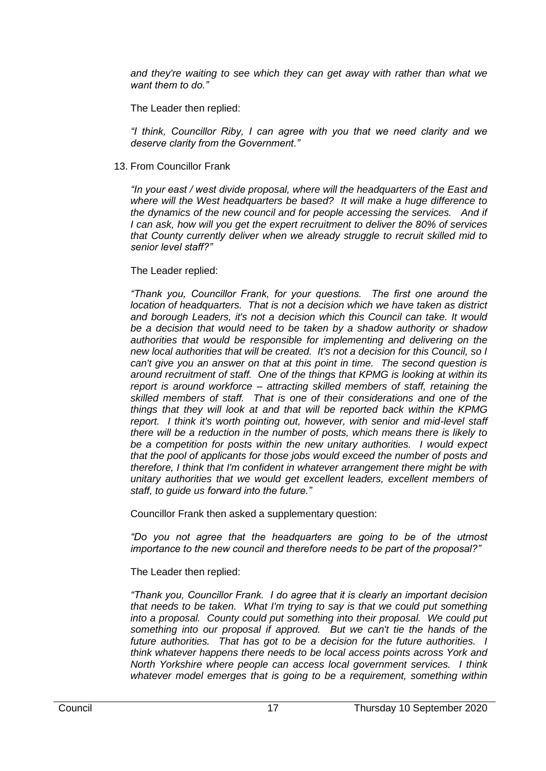*and they're waiting to see which they can get away with rather than what we want them to do."*

The Leader then replied:

*"I think, Councillor Riby, I can agree with you that we need clarity and we deserve clarity from the Government."*

13. From Councillor Frank

*"In your east / west divide proposal, where will the headquarters of the East and where will the West headquarters be based? It will make a huge difference to the dynamics of the new council and for people accessing the services. And if I can ask, how will you get the expert recruitment to deliver the 80% of services that County currently deliver when we already struggle to recruit skilled mid to senior level staff?"*

The Leader replied:

*"Thank you, Councillor Frank, for your questions. The first one around the location of headquarters. That is not a decision which we have taken as district and borough Leaders, it's not a decision which this Council can take. It would be a decision that would need to be taken by a shadow authority or shadow authorities that would be responsible for implementing and delivering on the new local authorities that will be created. It's not a decision for this Council, so I can't give you an answer on that at this point in time. The second question is around recruitment of staff. One of the things that KPMG is looking at within its report is around workforce – attracting skilled members of staff, retaining the skilled members of staff. That is one of their considerations and one of the things that they will look at and that will be reported back within the KPMG report. I think it's worth pointing out, however, with senior and mid-level staff there will be a reduction in the number of posts, which means there is likely to be a competition for posts within the new unitary authorities. I would expect that the pool of applicants for those jobs would exceed the number of posts and therefore, I think that I'm confident in whatever arrangement there might be with unitary authorities that we would get excellent leaders, excellent members of staff, to guide us forward into the future."*

Councillor Frank then asked a supplementary question:

*"Do you not agree that the headquarters are going to be of the utmost importance to the new council and therefore needs to be part of the proposal?"*

The Leader then replied:

*"Thank you, Councillor Frank. I do agree that it is clearly an important decision that needs to be taken. What I'm trying to say is that we could put something into a proposal. County could put something into their proposal. We could put something into our proposal if approved. But we can't tie the hands of the future authorities. That has got to be a decision for the future authorities. I think whatever happens there needs to be local access points across York and North Yorkshire where people can access local government services. I think whatever model emerges that is going to be a requirement, something within*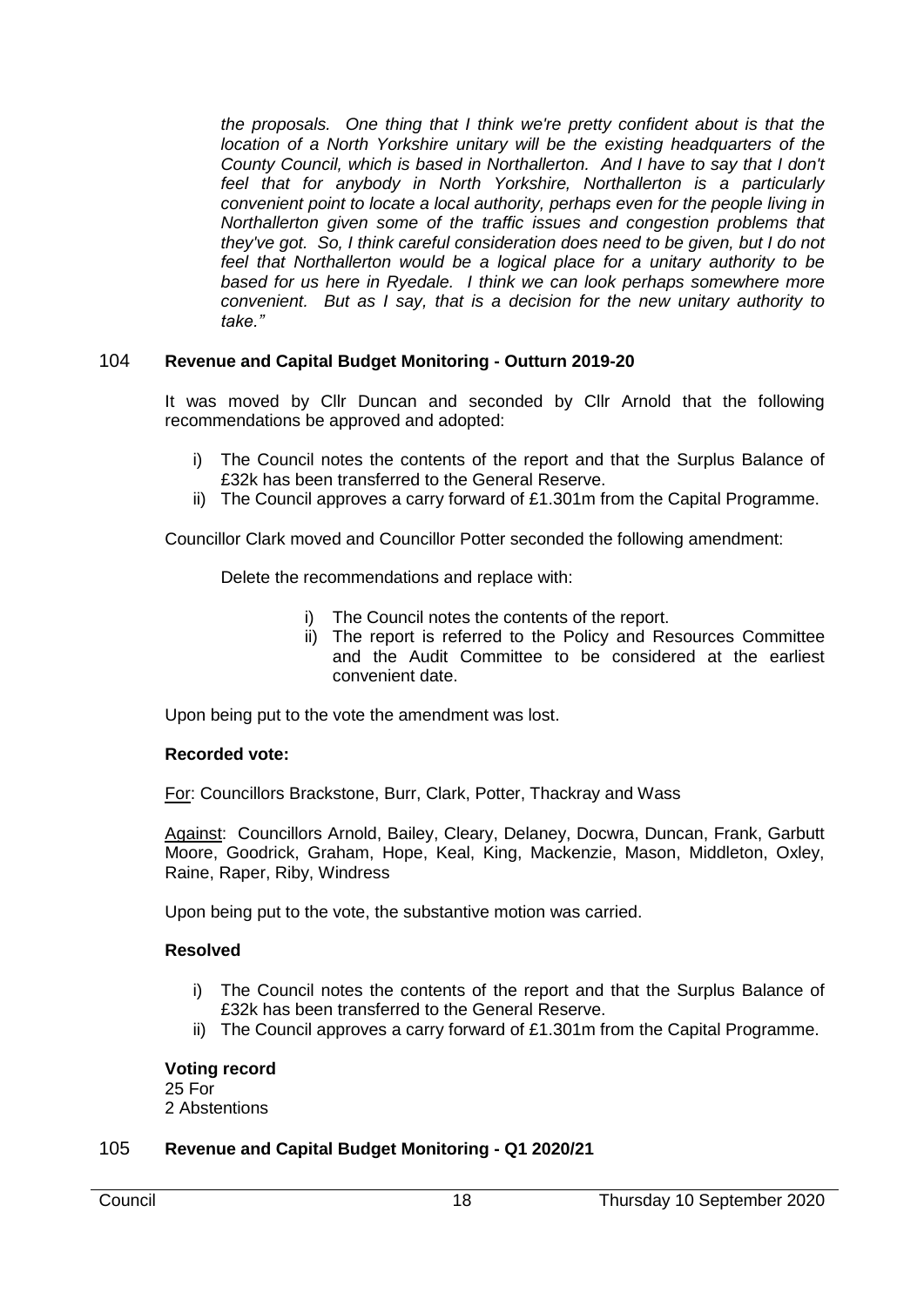*the proposals. One thing that I think we're pretty confident about is that the location of a North Yorkshire unitary will be the existing headquarters of the County Council, which is based in Northallerton. And I have to say that I don't feel that for anybody in North Yorkshire, Northallerton is a particularly convenient point to locate a local authority, perhaps even for the people living in Northallerton given some of the traffic issues and congestion problems that they've got. So, I think careful consideration does need to be given, but I do not feel that Northallerton would be a logical place for a unitary authority to be based for us here in Ryedale. I think we can look perhaps somewhere more convenient. But as I say, that is a decision for the new unitary authority to take."*

## 104 Revenue and Capital Budget Monitoring - Outturn 2019-20

It was moved by Cllr Duncan and seconded by Cllr Arnold that the following recommendations be approved and adopted:

i) The Council notes the contents of the report and that the Surplus Balance of £32k has been transferred to the General Reserve.
ii) The Council approves a carry forward of £1.301m from the Capital Programme.

Councillor Clark moved and Councillor Potter seconded the following amendment:

Delete the recommendations and replace with:

i) The Council notes the contents of the report.
ii) The report is referred to the Policy and Resources Committee and the Audit Committee to be considered at the earliest convenient date.

Upon being put to the vote the amendment was lost.

**Recorded vote:**

For: Councillors Brackstone, Burr, Clark, Potter, Thackray and Wass

Against: Councillors Arnold, Bailey, Cleary, Delaney, Docwra, Duncan, Frank, Garbutt Moore, Goodrick, Graham, Hope, Keal, King, Mackenzie, Mason, Middleton, Oxley, Raine, Raper, Riby, Windress

Upon being put to the vote, the substantive motion was carried.

**Resolved**

i) The Council notes the contents of the report and that the Surplus Balance of £32k has been transferred to the General Reserve.
ii) The Council approves a carry forward of £1.301m from the Capital Programme.

**Voting record**
25 For
2 Abstentions

## 105 Revenue and Capital Budget Monitoring - Q1 2020/21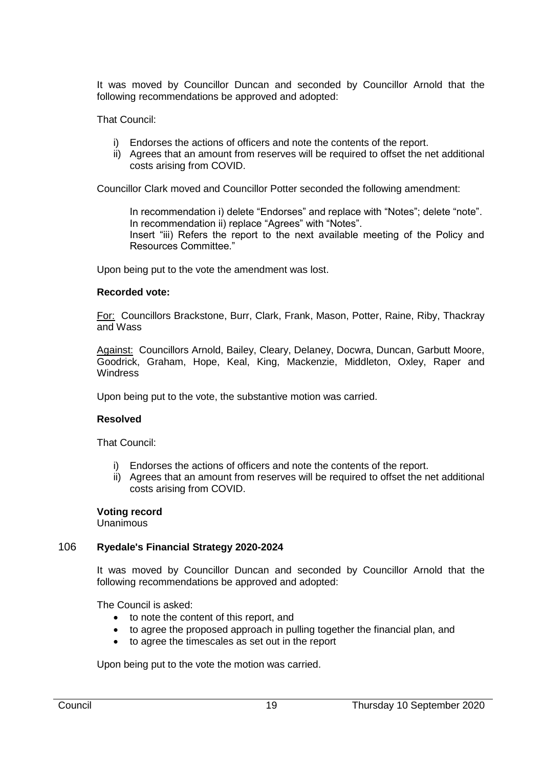It was moved by Councillor Duncan and seconded by Councillor Arnold that the following recommendations be approved and adopted:

That Council:

i) Endorses the actions of officers and note the contents of the report.
ii) Agrees that an amount from reserves will be required to offset the net additional costs arising from COVID.

Councillor Clark moved and Councillor Potter seconded the following amendment:

> In recommendation i) delete "Endorses" and replace with "Notes"; delete "note".
> In recommendation ii) replace "Agrees" with "Notes".
> Insert "iii) Refers the report to the next available meeting of the Policy and Resources Committee."

Upon being put to the vote the amendment was lost.

**Recorded vote:**

For: Councillors Brackstone, Burr, Clark, Frank, Mason, Potter, Raine, Riby, Thackray and Wass

Against: Councillors Arnold, Bailey, Cleary, Delaney, Docwra, Duncan, Garbutt Moore, Goodrick, Graham, Hope, Keal, King, Mackenzie, Middleton, Oxley, Raper and Windress

Upon being put to the vote, the substantive motion was carried.

**Resolved**

That Council:

i) Endorses the actions of officers and note the contents of the report.
ii) Agrees that an amount from reserves will be required to offset the net additional costs arising from COVID.

**Voting record**
Unanimous

## 106 Ryedale's Financial Strategy 2020-2024

It was moved by Councillor Duncan and seconded by Councillor Arnold that the following recommendations be approved and adopted:

The Council is asked:

- to note the content of this report, and
- to agree the proposed approach in pulling together the financial plan, and
- to agree the timescales as set out in the report

Upon being put to the vote the motion was carried.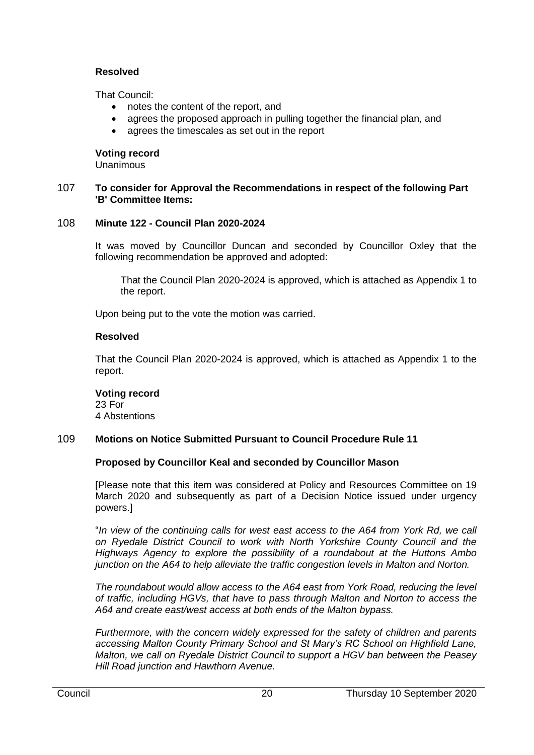**Resolved**

That Council:

- notes the content of the report, and
- agrees the proposed approach in pulling together the financial plan, and
- agrees the timescales as set out in the report

**Voting record**
Unanimous

107 **To consider for Approval the Recommendations in respect of the following Part 'B' Committee Items:**

108 **Minute 122 - Council Plan 2020-2024**

It was moved by Councillor Duncan and seconded by Councillor Oxley that the following recommendation be approved and adopted:

> That the Council Plan 2020-2024 is approved, which is attached as Appendix 1 to the report.

Upon being put to the vote the motion was carried.

**Resolved**

That the Council Plan 2020-2024 is approved, which is attached as Appendix 1 to the report.

**Voting record**
23 For
4 Abstentions

109 **Motions on Notice Submitted Pursuant to Council Procedure Rule 11**

**Proposed by Councillor Keal and seconded by Councillor Mason**

[Please note that this item was considered at Policy and Resources Committee on 19 March 2020 and subsequently as part of a Decision Notice issued under urgency powers.]

"*In view of the continuing calls for west east access to the A64 from York Rd, we call on Ryedale District Council to work with North Yorkshire County Council and the Highways Agency to explore the possibility of a roundabout at the Huttons Ambo junction on the A64 to help alleviate the traffic congestion levels in Malton and Norton.*

*The roundabout would allow access to the A64 east from York Road, reducing the level of traffic, including HGVs, that have to pass through Malton and Norton to access the A64 and create east/west access at both ends of the Malton bypass.*

*Furthermore, with the concern widely expressed for the safety of children and parents accessing Malton County Primary School and St Mary's RC School on Highfield Lane, Malton, we call on Ryedale District Council to support a HGV ban between the Peasey Hill Road junction and Hawthorn Avenue.*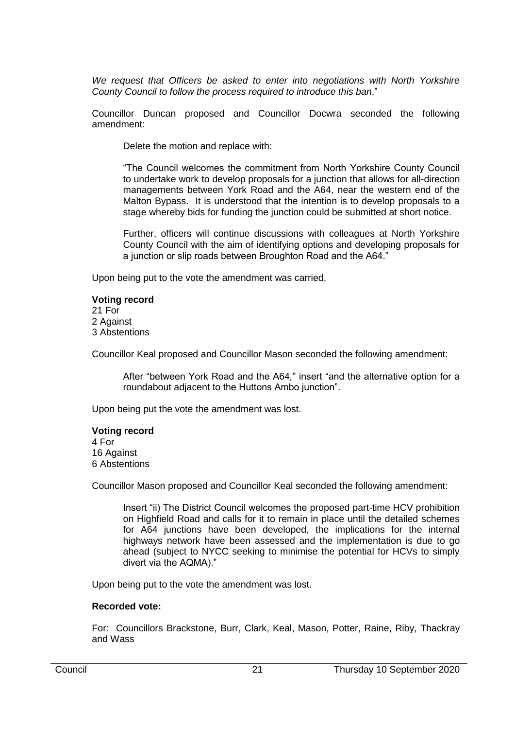*We request that Officers be asked to enter into negotiations with North Yorkshire County Council to follow the process required to introduce this ban*."

Councillor Duncan proposed and Councillor Docwra seconded the following amendment:

> Delete the motion and replace with:
>
> "The Council welcomes the commitment from North Yorkshire County Council to undertake work to develop proposals for a junction that allows for all-direction managements between York Road and the A64, near the western end of the Malton Bypass. It is understood that the intention is to develop proposals to a stage whereby bids for funding the junction could be submitted at short notice.
>
> Further, officers will continue discussions with colleagues at North Yorkshire County Council with the aim of identifying options and developing proposals for a junction or slip roads between Broughton Road and the A64."

Upon being put to the vote the amendment was carried.

**Voting record**
21 For
2 Against
3 Abstentions

Councillor Keal proposed and Councillor Mason seconded the following amendment:

> After "between York Road and the A64," insert "and the alternative option for a roundabout adjacent to the Huttons Ambo junction".

Upon being put the vote the amendment was lost.

**Voting record**
4 For
16 Against
6 Abstentions

Councillor Mason proposed and Councillor Keal seconded the following amendment:

> Insert "ii) The District Council welcomes the proposed part-time HCV prohibition on Highfield Road and calls for it to remain in place until the detailed schemes for A64 junctions have been developed, the implications for the internal highways network have been assessed and the implementation is due to go ahead (subject to NYCC seeking to minimise the potential for HCVs to simply divert via the AQMA)."

Upon being put to the vote the amendment was lost.

**Recorded vote:**

For: Councillors Brackstone, Burr, Clark, Keal, Mason, Potter, Raine, Riby, Thackray and Wass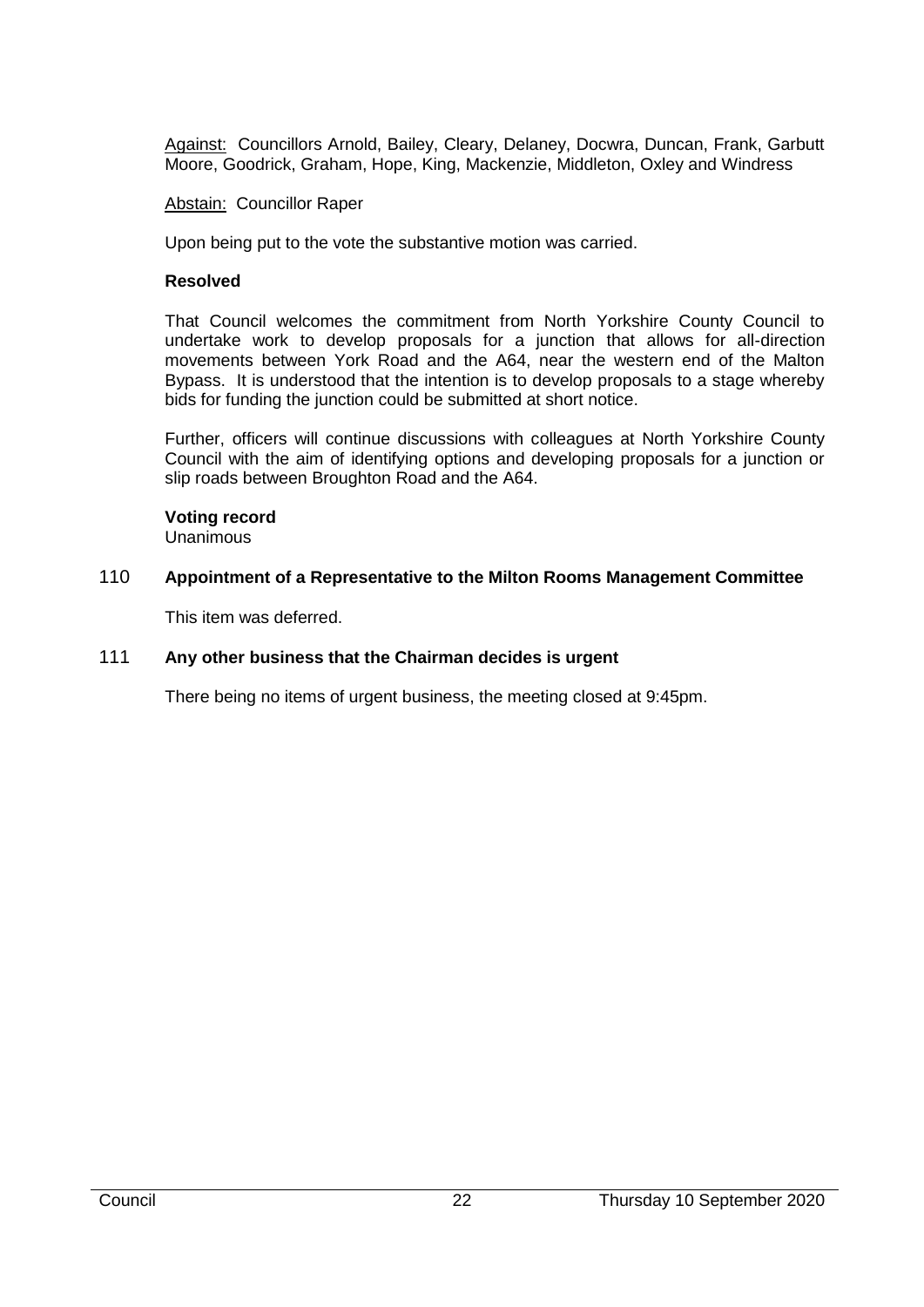Against: Councillors Arnold, Bailey, Cleary, Delaney, Docwra, Duncan, Frank, Garbutt Moore, Goodrick, Graham, Hope, King, Mackenzie, Middleton, Oxley and Windress

Abstain: Councillor Raper

Upon being put to the vote the substantive motion was carried.

**Resolved**

That Council welcomes the commitment from North Yorkshire County Council to undertake work to develop proposals for a junction that allows for all-direction movements between York Road and the A64, near the western end of the Malton Bypass. It is understood that the intention is to develop proposals to a stage whereby bids for funding the junction could be submitted at short notice.

Further, officers will continue discussions with colleagues at North Yorkshire County Council with the aim of identifying options and developing proposals for a junction or slip roads between Broughton Road and the A64.

**Voting record**
Unanimous

### 110 Appointment of a Representative to the Milton Rooms Management Committee

This item was deferred.

### 111 Any other business that the Chairman decides is urgent

There being no items of urgent business, the meeting closed at 9:45pm.